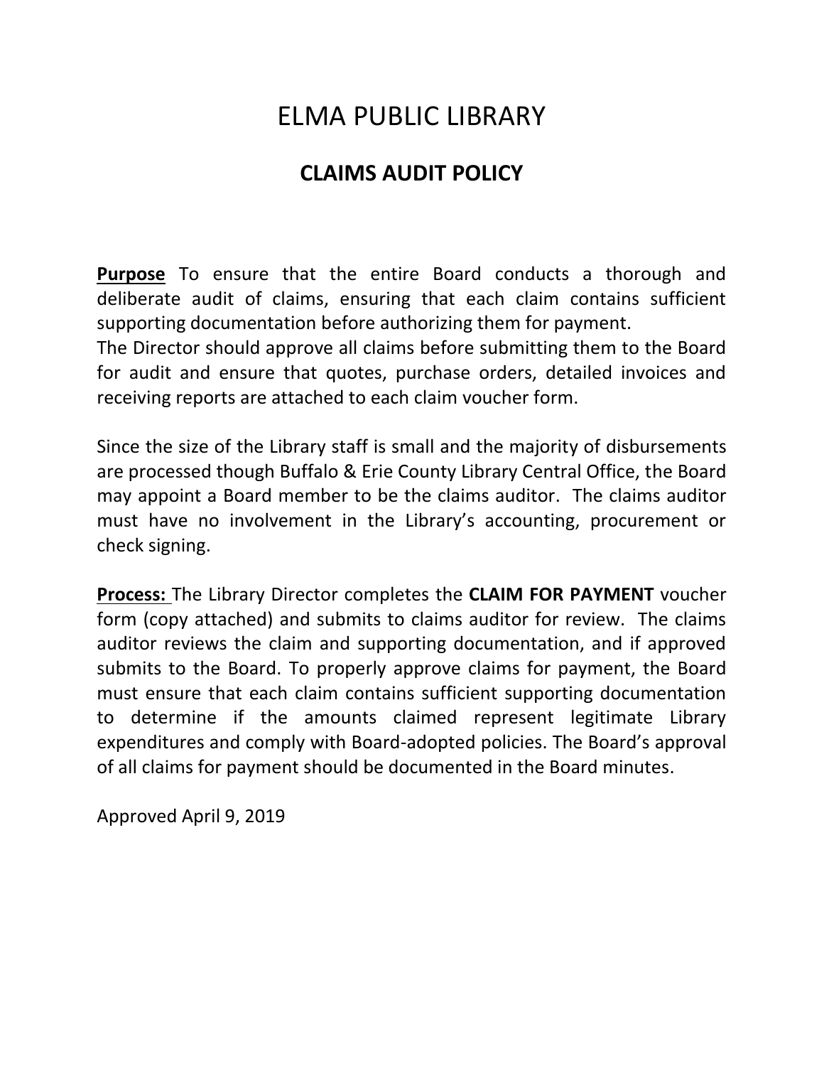# ELMA PUBLIC LIBRARY

## CLAIMS AUDIT POLICY

**Purpose** To ensure that the entire Board conducts a thorough and deliberate audit of claims, ensuring that each claim contains sufficient supporting documentation before authorizing them for payment.
The Director should approve all claims before submitting them to the Board for audit and ensure that quotes, purchase orders, detailed invoices and receiving reports are attached to each claim voucher form.

Since the size of the Library staff is small and the majority of disbursements are processed though Buffalo & Erie County Library Central Office, the Board may appoint a Board member to be the claims auditor. The claims auditor must have no involvement in the Library's accounting, procurement or check signing.

**Process:** The Library Director completes the **CLAIM FOR PAYMENT** voucher form (copy attached) and submits to claims auditor for review. The claims auditor reviews the claim and supporting documentation, and if approved submits to the Board. To properly approve claims for payment, the Board must ensure that each claim contains sufficient supporting documentation to determine if the amounts claimed represent legitimate Library expenditures and comply with Board-adopted policies. The Board's approval of all claims for payment should be documented in the Board minutes.

Approved April 9, 2019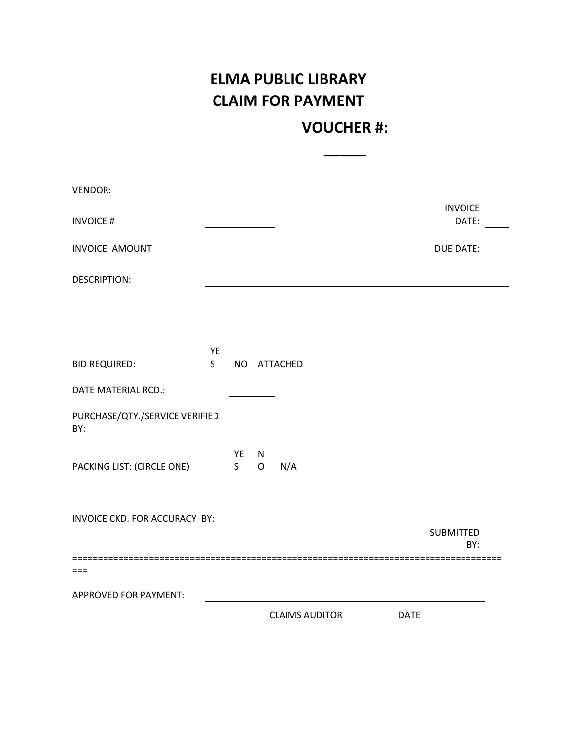# ELMA PUBLIC LIBRARY
# CLAIM FOR PAYMENT

## VOUCHER #: _____

VENDOR: ____________

INVOICE # ____________ INVOICE DATE: ____

INVOICE AMOUNT ____________ DUE DATE: ____

DESCRIPTION: ______________________________________________

______________________________________________

______________________________________________

BID REQUIRED: YES NO ATTACHED

DATE MATERIAL RCD.: ________

PURCHASE/QTY./SERVICE VERIFIED BY: ______________________________

PACKING LIST: (CIRCLE ONE) YES NO N/A

INVOICE CKD. FOR ACCURACY BY: ______________________________

SUBMITTED BY: ____

===================================================================================

APPROVED FOR PAYMENT: ______________________________________________

CLAIMS AUDITOR DATE